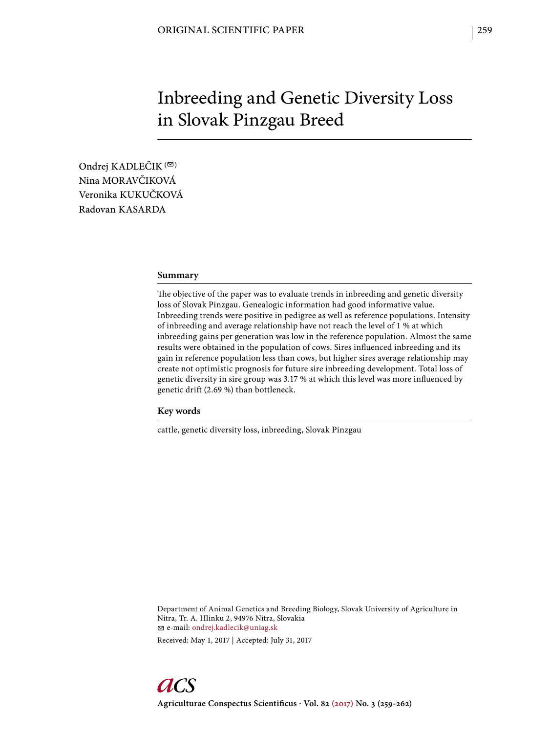ORIGINAL SCIENTIFIC PAPER

# Inbreeding and Genetic Diversity Loss in Slovak Pinzgau Breed

Ondrej KADLEČIK (✉)
Nina MORAVČIKOVÁ
Veronika KUKUČKOVÁ
Radovan KASARDA

## Summary

The objective of the paper was to evaluate trends in inbreeding and genetic diversity loss of Slovak Pinzgau. Genealogic information had good informative value. Inbreeding trends were positive in pedigree as well as reference populations. Intensity of inbreeding and average relationship have not reach the level of 1 % at which inbreeding gains per generation was low in the reference population. Almost the same results were obtained in the population of cows. Sires influenced inbreeding and its gain in reference population less than cows, but higher sires average relationship may create not optimistic prognosis for future sire inbreeding development. Total loss of genetic diversity in sire group was 3.17 % at which this level was more influenced by genetic drift (2.69 %) than bottleneck.

## Key words

cattle, genetic diversity loss, inbreeding, Slovak Pinzgau

Department of Animal Genetics and Breeding Biology, Slovak University of Agriculture in Nitra, Tr. A. Hlinku 2, 94976 Nitra, Slovakia
✉ e-mail: ondrej.kadlecik@uniag.sk

Received: May 1, 2017 | Accepted: July 31, 2017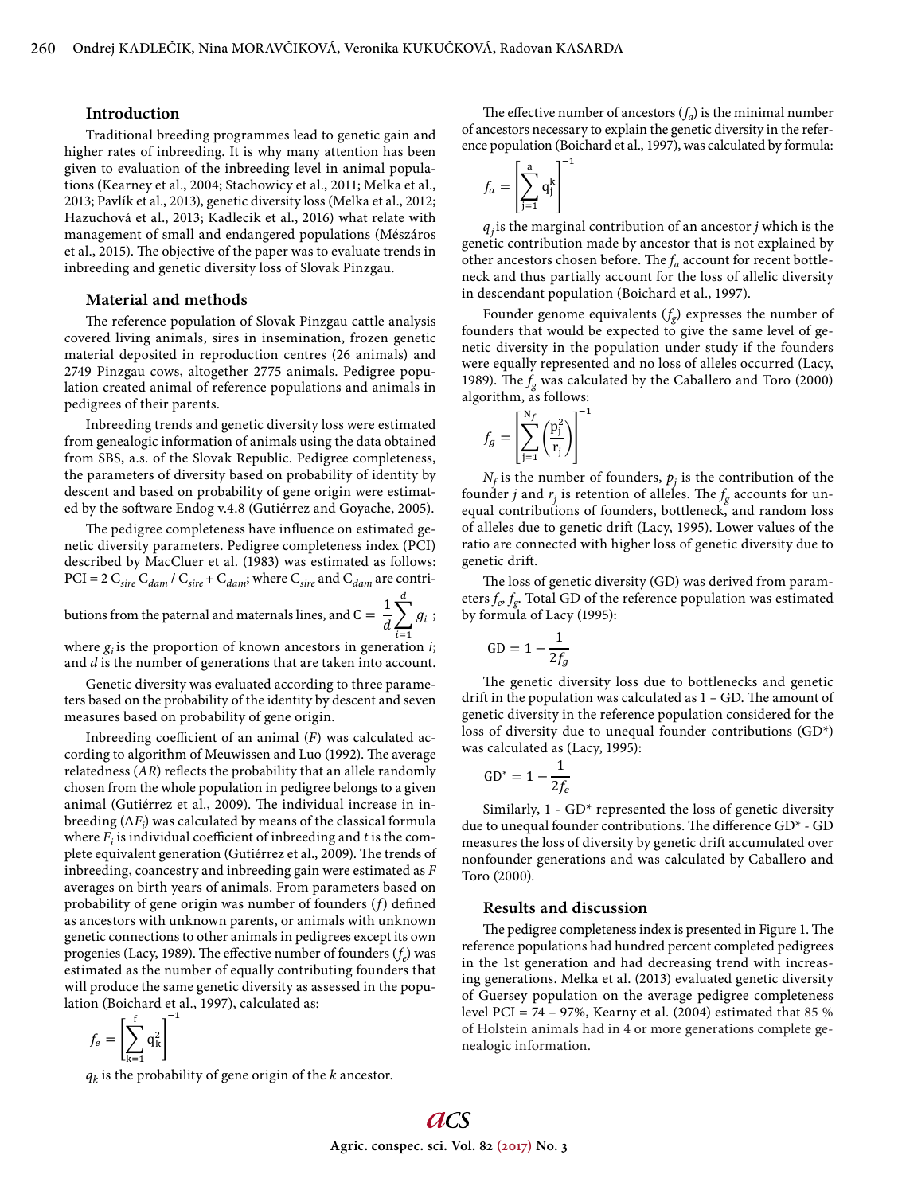## Introduction

Traditional breeding programmes lead to genetic gain and higher rates of inbreeding. It is why many attention has been given to evaluation of the inbreeding level in animal populations (Kearney et al., 2004; Stachowicz et al., 2011; Melka et al., 2013; Pavlík et al., 2013), genetic diversity loss (Melka et al., 2012; Hazuchová et al., 2013; Kadlecik et al., 2016) what relate with management of small and endangered populations (Mészáros et al., 2015). The objective of the paper was to evaluate trends in inbreeding and genetic diversity loss of Slovak Pinzgau.

## Material and methods

The reference population of Slovak Pinzgau cattle analysis covered living animals, sires in insemination, frozen genetic material deposited in reproduction centres (26 animals) and 2749 Pinzgau cows, altogether 2775 animals. Pedigree population created animal of reference populations and animals in pedigrees of their parents.

Inbreeding trends and genetic diversity loss were estimated from genealogic information of animals using the data obtained from SBS, a.s. of the Slovak Republic. Pedigree completeness, the parameters of diversity based on probability of identity by descent and based on probability of gene origin were estimated by the software Endog v.4.8 (Gutiérrez and Goyache, 2005).

The pedigree completeness have influence on estimated genetic diversity parameters. Pedigree completeness index (PCI) described by MacCluer et al. (1983) was estimated as follows: PCI = 2 $C_{sire}$ $C_{dam}$ / $C_{sire}$ + $C_{dam}$; where $C_{sire}$ and $C_{dam}$ are contributions from the paternal and maternals lines, and $C = \frac{1}{d}\sum_{i=1}^{d} g_i$ ; where $g_i$ is the proportion of known ancestors in generation *i*; and *d* is the number of generations that are taken into account.

Genetic diversity was evaluated according to three parameters based on the probability of the identity by descent and seven measures based on probability of gene origin.

Inbreeding coefficient of an animal (*F*) was calculated according to algorithm of Meuwissen and Luo (1992). The average relatedness (*AR*) reflects the probability that an allele randomly chosen from the whole population in pedigree belongs to a given animal (Gutiérrez et al., 2009). The individual increase in inbreeding ($\Delta F_i$) was calculated by means of the classical formula where $F_i$ is individual coefficient of inbreeding and *t* is the complete equivalent generation (Gutiérrez et al., 2009). The trends of inbreeding, coancestry and inbreeding gain were estimated as *F* averages on birth years of animals. From parameters based on probability of gene origin was number of founders (*f*) defined as ancestors with unknown parents, or animals with unknown genetic connections to other animals in pedigrees except its own progenies (Lacy, 1989). The effective number of founders ($f_e$) was estimated as the number of equally contributing founders that will produce the same genetic diversity as assessed in the population (Boichard et al., 1997), calculated as:

$$f_e = \left[\sum_{k=1}^{f} q_k^2\right]^{-1}$$

$q_k$ is the probability of gene origin of the *k* ancestor.

The effective number of ancestors ($f_a$) is the minimal number of ancestors necessary to explain the genetic diversity in the reference population (Boichard et al., 1997), was calculated by formula:

$$f_a = \left[\sum_{j=1}^{a} q_j^k\right]^{-1}$$

$q_j$ is the marginal contribution of an ancestor *j* which is the genetic contribution made by ancestor that is not explained by other ancestors chosen before. The $f_a$ account for recent bottleneck and thus partially account for the loss of allelic diversity in descendant population (Boichard et al., 1997).

Founder genome equivalents ($f_g$) expresses the number of founders that would be expected to give the same level of genetic diversity in the population under study if the founders were equally represented and no loss of alleles occurred (Lacy, 1989). The $f_g$ was calculated by the Caballero and Toro (2000) algorithm, as follows:

$$f_g = \left[\sum_{j=1}^{N_f}\left(\frac{p_j^2}{r_j}\right)\right]^{-1}$$

$N_f$ is the number of founders, $p_j$ is the contribution of the founder *j* and $r_j$ is retention of alleles. The $f_g$ accounts for unequal contributions of founders, bottleneck, and random loss of alleles due to genetic drift (Lacy, 1995). Lower values of the ratio are connected with higher loss of genetic diversity due to genetic drift.

The loss of genetic diversity (GD) was derived from parameters $f_e$, $f_g$. Total GD of the reference population was estimated by formula of Lacy (1995):

$$\mathrm{GD} = 1 - \frac{1}{2f_g}$$

The genetic diversity loss due to bottlenecks and genetic drift in the population was calculated as 1 – GD. The amount of genetic diversity in the reference population considered for the loss of diversity due to unequal founder contributions (GD*) was calculated as (Lacy, 1995):

$$\mathrm{GD}^* = 1 - \frac{1}{2f_e}$$

Similarly, 1 - GD* represented the loss of genetic diversity due to unequal founder contributions. The difference GD* - GD measures the loss of diversity by genetic drift accumulated over nonfounder generations and was calculated by Caballero and Toro (2000).

## Results and discussion

The pedigree completeness index is presented in Figure 1. The reference populations had hundred percent completed pedigrees in the 1st generation and had decreasing trend with increasing generations. Melka et al. (2013) evaluated genetic diversity of Guersey population on the average pedigree completeness level PCI = 74 – 97%, Kearny et al. (2004) estimated that 85 % of Holstein animals had in 4 or more generations complete genealogic information.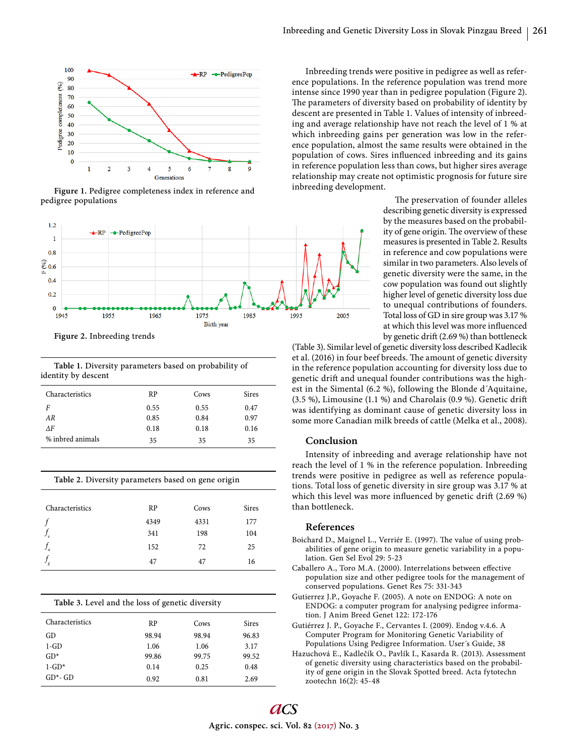Figure 1. Pedigree completeness index in reference and pedigree populations

Figure 2. Inbreeding trends

Table 1. Diversity parameters based on probability of identity by descent

| Characteristics | RP | Cows | Sires |
|---|---|---|---|
| *F* | 0.55 | 0.55 | 0.47 |
| *AR* | 0.85 | 0.84 | 0.97 |
| *ΔF* | 0.18 | 0.18 | 0.16 |
| % inbred animals | 35 | 35 | 35 |

Table 2. Diversity parameters based on gene origin

| Characteristics | RP | Cows | Sires |
|---|---|---|---|
| $f$ | 4349 | 4331 | 177 |
| $f_e$ | 341 | 198 | 104 |
| $f_a$ | 152 | 72 | 25 |
| $f_g$ | 47 | 47 | 16 |

Table 3. Level and the loss of genetic diversity

| Characteristics | RP | Cows | Sires |
|---|---|---|---|
| GD | 98.94 | 98.94 | 96.83 |
| 1-GD | 1.06 | 1.06 | 3.17 |
| GD* | 99.86 | 99.75 | 99.52 |
| 1-GD* | 0.14 | 0.25 | 0.48 |
| GD*- GD | 0.92 | 0.81 | 2.69 |

Inbreeding trends were positive in pedigree as well as reference populations. In the reference population was trend more intense since 1990 year than in pedigree population (Figure 2). The parameters of diversity based on probability of identity by descent are presented in Table 1. Values of intensity of inbreeding and average relationship have not reach the level of 1 % at which inbreeding gains per generation was low in the reference population, almost the same results were obtained in the population of cows. Sires influenced inbreeding and its gains in reference population less than cows, but higher sires average relationship may create not optimistic prognosis for future sire inbreeding development.

The preservation of founder alleles describing genetic diversity is expressed by the measures based on the probability of gene origin. The overview of these measures is presented in Table 2. Results in reference and cow populations were similar in two parameters. Also levels of genetic diversity were the same, in the cow population was found out slightly higher level of genetic diversity loss due to unequal contributions of founders. Total loss of GD in sire group was 3.17 % at which this level was more influenced by genetic drift (2.69 %) than bottleneck (Table 3). Similar level of genetic diversity loss described Kadlecik et al. (2016) in four beef breeds. The amount of genetic diversity in the reference population accounting for diversity loss due to genetic drift and unequal founder contributions was the highest in the Simental (6.2 %), following the Blonde d´Aquitaine, (3.5 %), Limousine (1.1 %) and Charolais (0.9 %). Genetic drift was identifying as dominant cause of genetic diversity loss in some more Canadian milk breeds of cattle (Melka et al., 2008).

## Conclusion

Intensity of inbreeding and average relationship have not reach the level of 1 % in the reference population. Inbreeding trends were positive in pedigree as well as reference populations. Total loss of genetic diversity in sire group was 3.17 % at which this level was more influenced by genetic drift (2.69 %) than bottleneck.

## References

Boichard D., Maignel L., Verriér E. (1997). The value of using probabilities of gene origin to measure genetic variability in a population. Gen Sel Evol 29: 5-23

Caballero A., Toro M.A. (2000). Interrelations between effective population size and other pedigree tools for the management of conserved populations. Genet Res 75: 331-343

Gutierrez J.P., Goyache F. (2005). A note on ENDOG: A note on ENDOG: a computer program for analysing pedigree information. J Anim Breed Genet 122: 172-176

Gutiérrez J. P., Goyache F., Cervantes I. (2009). Endog v.4.6. A Computer Program for Monitoring Genetic Variability of Populations Using Pedigree Information. User´s Guide, 38

Hazuchová E., Kadlečík O., Pavlík I., Kasarda R. (2013). Assessment of genetic diversity using characteristics based on the probability of gene origin in the Slovak Spotted breed. Acta fytotechn zootechn 16(2): 45-48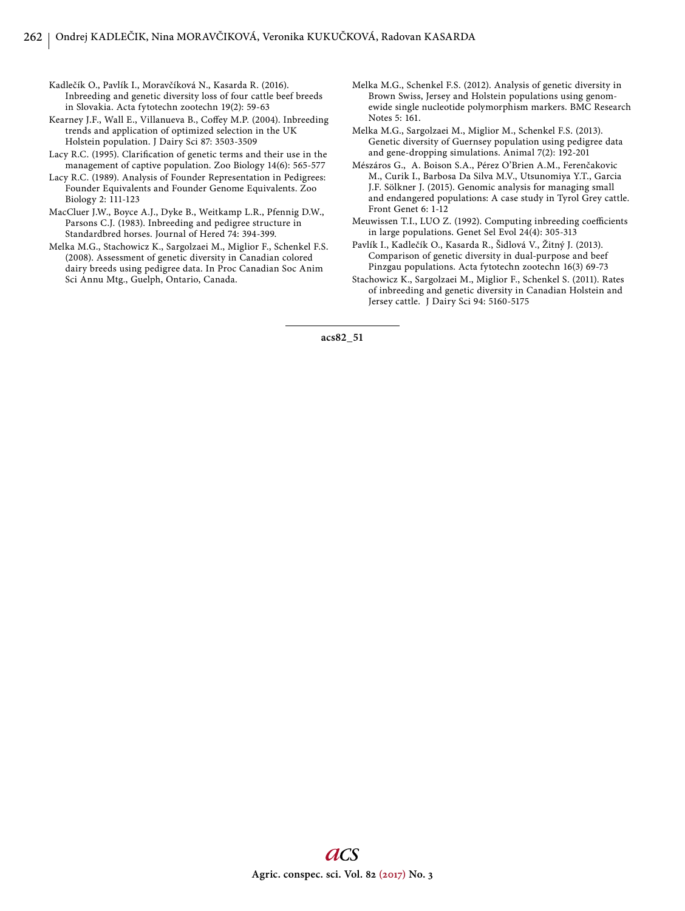Kadlečík O., Pavlík I., Moravčíková N., Kasarda R. (2016). Inbreeding and genetic diversity loss of four cattle beef breeds in Slovakia. Acta fytotechn zootechn 19(2): 59-63

Kearney J.F., Wall E., Villanueva B., Coffey M.P. (2004). Inbreeding trends and application of optimized selection in the UK Holstein population. J Dairy Sci 87: 3503-3509

Lacy R.C. (1995). Clarification of genetic terms and their use in the management of captive population. Zoo Biology 14(6): 565-577

Lacy R.C. (1989). Analysis of Founder Representation in Pedigrees: Founder Equivalents and Founder Genome Equivalents. Zoo Biology 2: 111-123

MacCluer J.W., Boyce A.J., Dyke B., Weitkamp L.R., Pfennig D.W., Parsons C.J. (1983). Inbreeding and pedigree structure in Standardbred horses. Journal of Hered 74: 394-399.

Melka M.G., Stachowicz K., Sargolzaei M., Miglior F., Schenkel F.S. (2008). Assessment of genetic diversity in Canadian colored dairy breeds using pedigree data. In Proc Canadian Soc Anim Sci Annu Mtg., Guelph, Ontario, Canada.

Melka M.G., Schenkel F.S. (2012). Analysis of genetic diversity in Brown Swiss, Jersey and Holstein populations using genomewide single nucleotide polymorphism markers. BMC Research Notes 5: 161.

Melka M.G., Sargolzaei M., Miglior M., Schenkel F.S. (2013). Genetic diversity of Guernsey population using pedigree data and gene-dropping simulations. Animal 7(2): 192-201

Mészáros G., A. Boison S.A., Pérez O'Brien A.M., Ferenčakovic M., Curik I., Barbosa Da Silva M.V., Utsunomiya Y.T., Garcia J.F. Sölkner J. (2015). Genomic analysis for managing small and endangered populations: A case study in Tyrol Grey cattle. Front Genet 6: 1-12

Meuwissen T.I., LUO Z. (1992). Computing inbreeding coefficients in large populations. Genet Sel Evol 24(4): 305-313

Pavlík I., Kadlečík O., Kasarda R., Šidlová V., Žitný J. (2013). Comparison of genetic diversity in dual-purpose and beef Pinzgau populations. Acta fytotechn zootechn 16(3) 69-73

Stachowicz K., Sargolzaei M., Miglior F., Schenkel S. (2011). Rates of inbreeding and genetic diversity in Canadian Holstein and Jersey cattle. J Dairy Sci 94: 5160-5175

acs82_51